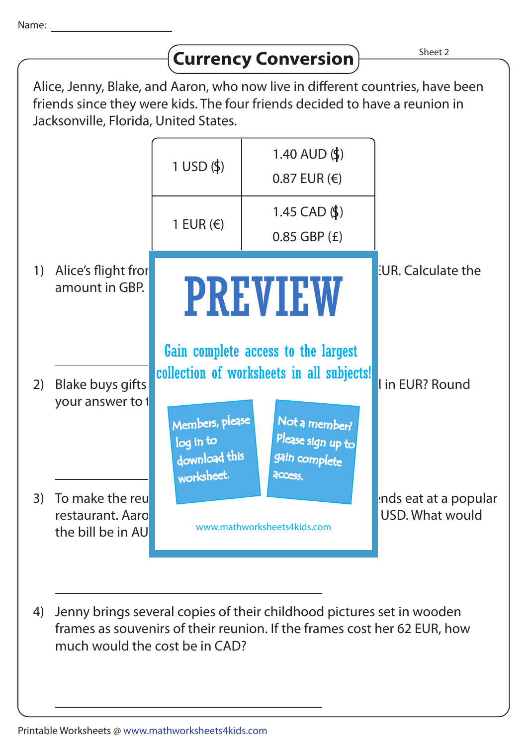Name: ______________

# Currency Conversion

Sheet 2

Alice, Jenny, Blake, and Aaron, who now live in different countries, have been friends since they were kids. The four friends decided to have a reunion in Jacksonville, Florida, United States.

| | |
|---|---|
| 1 USD ($) | 1.40 AUD ($)<br>0.87 EUR (€) |
| 1 EUR (€) | 1.45 CAD ($)<br>0.85 GBP (£) |

PREVIEW

Gain complete access to the largest collection of worksheets in all subjects!

Members, please log in to download this worksheet.

Not a member? Please sign up to gain complete access.

www.mathworksheets4kids.com

1) Alice's flight fror ... EUR. Calculate the amount in GBP.

______________

2) Blake buys gifts ... in EUR? Round your answer to t...

______________

3) To make the reu ... nds eat at a popular restaurant. Aaro ... USD. What would the bill be in AU...

______________

4) Jenny brings several copies of their childhood pictures set in wooden frames as souvenirs of their reunion. If the frames cost her 62 EUR, how much would the cost be in CAD?

______________

Printable Worksheets @ www.mathworksheets4kids.com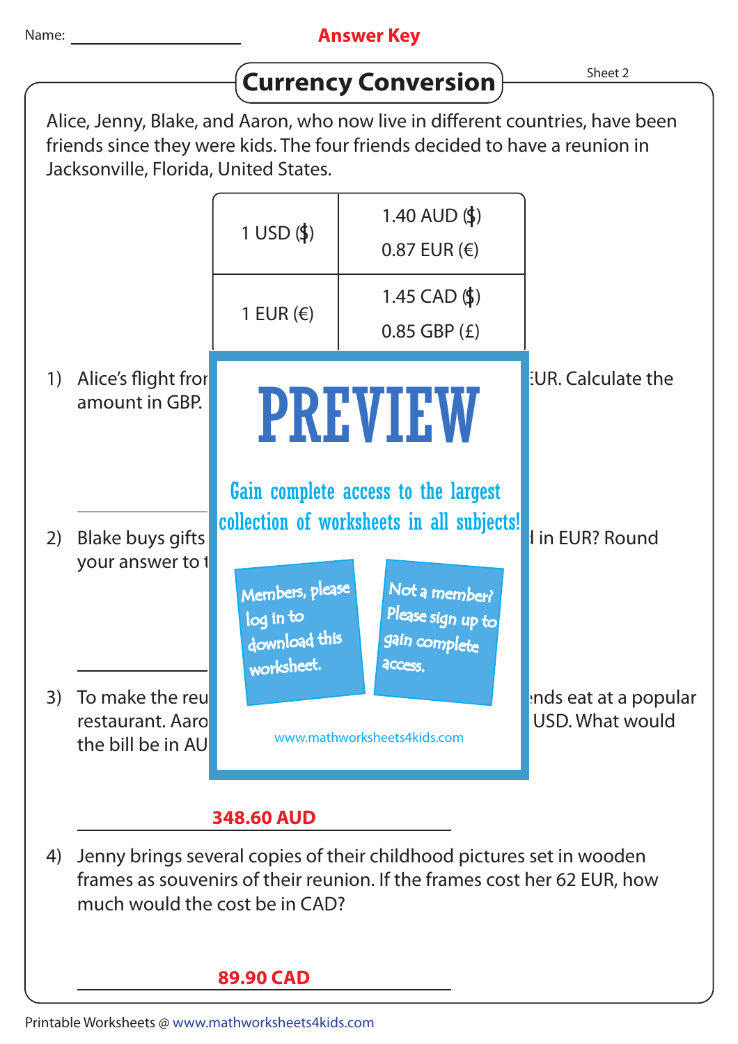Name: ____________________ **Answer Key**

# Currency Conversion

Sheet 2

Alice, Jenny, Blake, and Aaron, who now live in different countries, have been friends since they were kids. The four friends decided to have a reunion in Jacksonville, Florida, United States.

| | |
|---|---|
| 1 USD ($) | 1.40 AUD ($)<br>0.87 EUR (€) |
| 1 EUR (€) | 1.45 CAD ($)<br>0.85 GBP (£) |

PREVIEW

Gain complete access to the largest collection of worksheets in all subjects!

Members, please log in to download this worksheet.

Not a member? Please sign up to gain complete access.

www.mathworksheets4kids.com

1) Alice's flight fro[...] EUR. Calculate the amount in GBP.

2) Blake buys gifts [...] in EUR? Round your answer to t[...]

3) To make the reu[...] nds eat at a popular restaurant. Aaro[...] USD. What would the bill be in AU[...]

**348.60 AUD**

4) Jenny brings several copies of their childhood pictures set in wooden frames as souvenirs of their reunion. If the frames cost her 62 EUR, how much would the cost be in CAD?

**89.90 CAD**

Printable Worksheets @ www.mathworksheets4kids.com